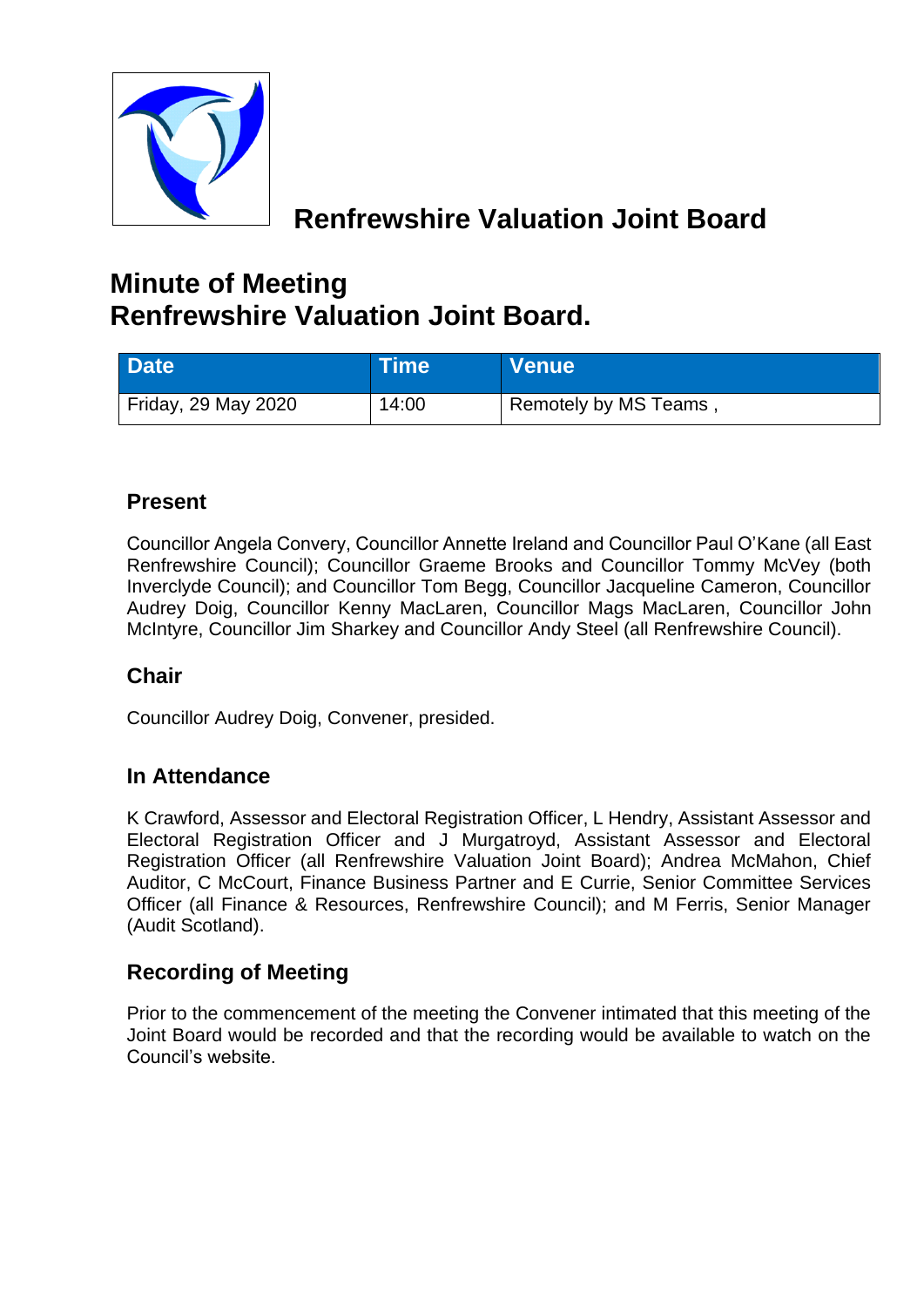# Renfrewshire Valuation Joint Board

## Minute of Meeting
## Renfrewshire Valuation Joint Board.

| Date | Time | Venue |
| --- | --- | --- |
| Friday, 29 May 2020 | 14:00 | Remotely by MS Teams , |

### Present

Councillor Angela Convery, Councillor Annette Ireland and Councillor Paul O'Kane (all East Renfrewshire Council); Councillor Graeme Brooks and Councillor Tommy McVey (both Inverclyde Council); and Councillor Tom Begg, Councillor Jacqueline Cameron, Councillor Audrey Doig, Councillor Kenny MacLaren, Councillor Mags MacLaren, Councillor John McIntyre, Councillor Jim Sharkey and Councillor Andy Steel (all Renfrewshire Council).

### Chair

Councillor Audrey Doig, Convener, presided.

### In Attendance

K Crawford, Assessor and Electoral Registration Officer, L Hendry, Assistant Assessor and Electoral Registration Officer and J Murgatroyd, Assistant Assessor and Electoral Registration Officer (all Renfrewshire Valuation Joint Board); Andrea McMahon, Chief Auditor, C McCourt, Finance Business Partner and E Currie, Senior Committee Services Officer (all Finance & Resources, Renfrewshire Council); and M Ferris, Senior Manager (Audit Scotland).

### Recording of Meeting

Prior to the commencement of the meeting the Convener intimated that this meeting of the Joint Board would be recorded and that the recording would be available to watch on the Council's website.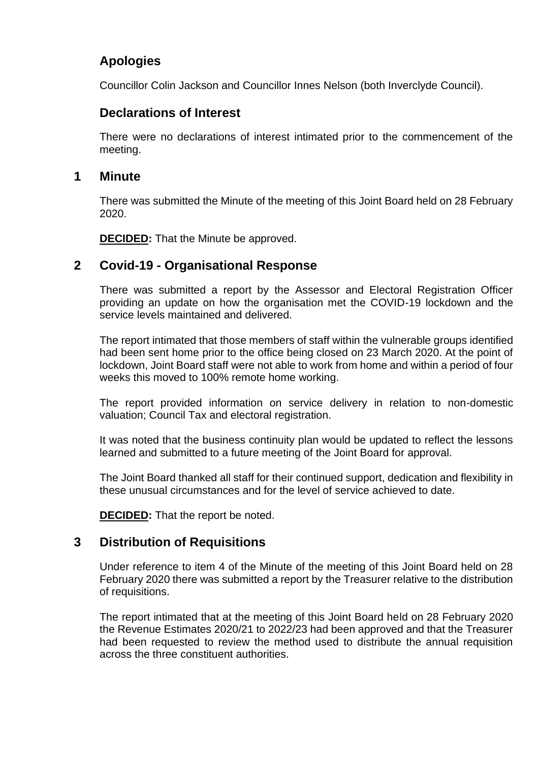## Apologies

Councillor Colin Jackson and Councillor Innes Nelson (both Inverclyde Council).

## Declarations of Interest

There were no declarations of interest intimated prior to the commencement of the meeting.

## 1 Minute

There was submitted the Minute of the meeting of this Joint Board held on 28 February 2020.

**DECIDED:** That the Minute be approved.

## 2 Covid-19 - Organisational Response

There was submitted a report by the Assessor and Electoral Registration Officer providing an update on how the organisation met the COVID-19 lockdown and the service levels maintained and delivered.

The report intimated that those members of staff within the vulnerable groups identified had been sent home prior to the office being closed on 23 March 2020. At the point of lockdown, Joint Board staff were not able to work from home and within a period of four weeks this moved to 100% remote home working.

The report provided information on service delivery in relation to non-domestic valuation; Council Tax and electoral registration.

It was noted that the business continuity plan would be updated to reflect the lessons learned and submitted to a future meeting of the Joint Board for approval.

The Joint Board thanked all staff for their continued support, dedication and flexibility in these unusual circumstances and for the level of service achieved to date.

**DECIDED:** That the report be noted.

## 3 Distribution of Requisitions

Under reference to item 4 of the Minute of the meeting of this Joint Board held on 28 February 2020 there was submitted a report by the Treasurer relative to the distribution of requisitions.

The report intimated that at the meeting of this Joint Board held on 28 February 2020 the Revenue Estimates 2020/21 to 2022/23 had been approved and that the Treasurer had been requested to review the method used to distribute the annual requisition across the three constituent authorities.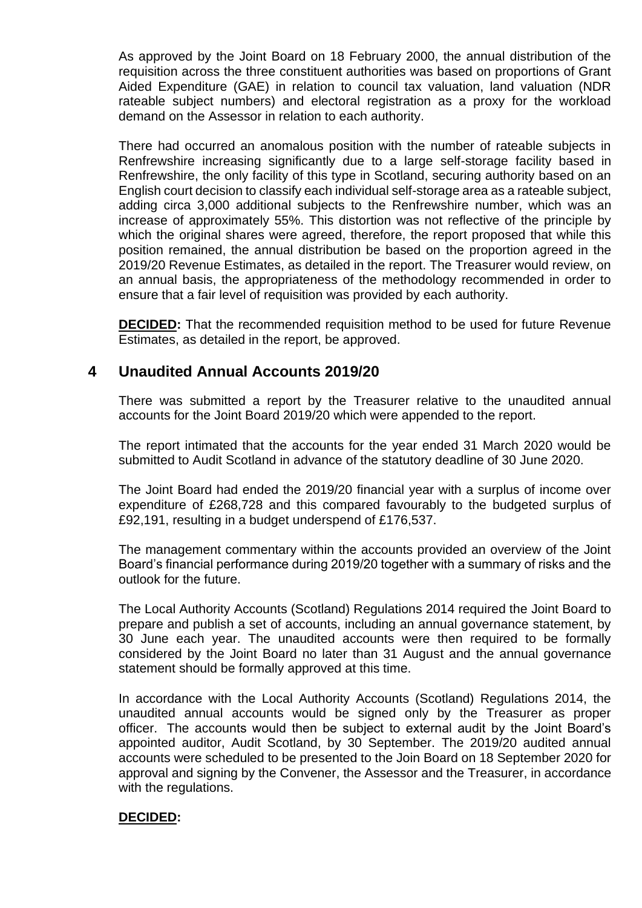As approved by the Joint Board on 18 February 2000, the annual distribution of the requisition across the three constituent authorities was based on proportions of Grant Aided Expenditure (GAE) in relation to council tax valuation, land valuation (NDR rateable subject numbers) and electoral registration as a proxy for the workload demand on the Assessor in relation to each authority.

There had occurred an anomalous position with the number of rateable subjects in Renfrewshire increasing significantly due to a large self-storage facility based in Renfrewshire, the only facility of this type in Scotland, securing authority based on an English court decision to classify each individual self-storage area as a rateable subject, adding circa 3,000 additional subjects to the Renfrewshire number, which was an increase of approximately 55%. This distortion was not reflective of the principle by which the original shares were agreed, therefore, the report proposed that while this position remained, the annual distribution be based on the proportion agreed in the 2019/20 Revenue Estimates, as detailed in the report. The Treasurer would review, on an annual basis, the appropriateness of the methodology recommended in order to ensure that a fair level of requisition was provided by each authority.

**DECIDED:** That the recommended requisition method to be used for future Revenue Estimates, as detailed in the report, be approved.

## 4 Unaudited Annual Accounts 2019/20

There was submitted a report by the Treasurer relative to the unaudited annual accounts for the Joint Board 2019/20 which were appended to the report.

The report intimated that the accounts for the year ended 31 March 2020 would be submitted to Audit Scotland in advance of the statutory deadline of 30 June 2020.

The Joint Board had ended the 2019/20 financial year with a surplus of income over expenditure of £268,728 and this compared favourably to the budgeted surplus of £92,191, resulting in a budget underspend of £176,537.

The management commentary within the accounts provided an overview of the Joint Board's financial performance during 2019/20 together with a summary of risks and the outlook for the future.

The Local Authority Accounts (Scotland) Regulations 2014 required the Joint Board to prepare and publish a set of accounts, including an annual governance statement, by 30 June each year. The unaudited accounts were then required to be formally considered by the Joint Board no later than 31 August and the annual governance statement should be formally approved at this time.

In accordance with the Local Authority Accounts (Scotland) Regulations 2014, the unaudited annual accounts would be signed only by the Treasurer as proper officer. The accounts would then be subject to external audit by the Joint Board's appointed auditor, Audit Scotland, by 30 September. The 2019/20 audited annual accounts were scheduled to be presented to the Join Board on 18 September 2020 for approval and signing by the Convener, the Assessor and the Treasurer, in accordance with the regulations.

**DECIDED:**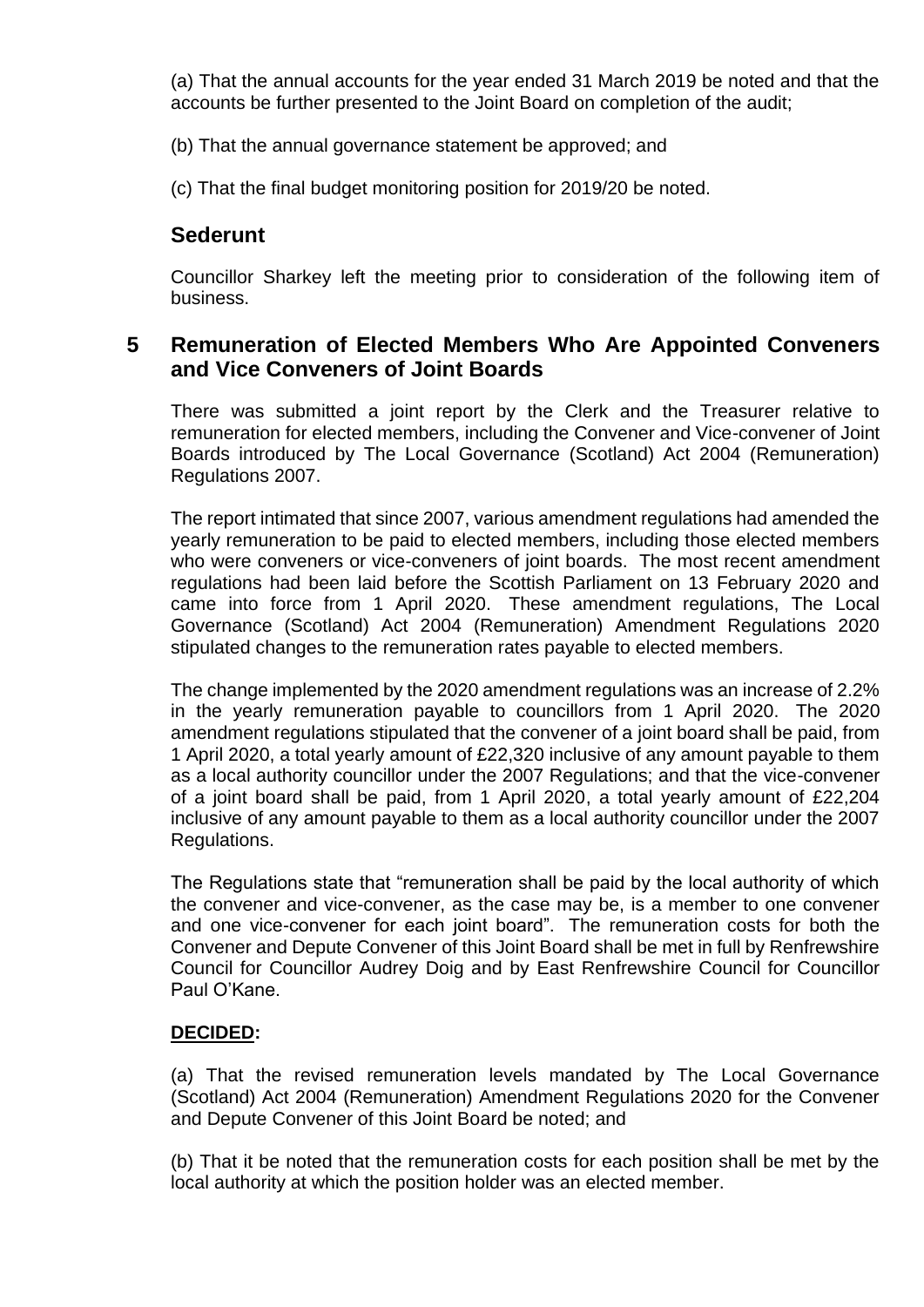(a) That the annual accounts for the year ended 31 March 2019 be noted and that the accounts be further presented to the Joint Board on completion of the audit;

(b) That the annual governance statement be approved; and

(c) That the final budget monitoring position for 2019/20 be noted.

## Sederunt

Councillor Sharkey left the meeting prior to consideration of the following item of business.

## 5 Remuneration of Elected Members Who Are Appointed Conveners and Vice Conveners of Joint Boards

There was submitted a joint report by the Clerk and the Treasurer relative to remuneration for elected members, including the Convener and Vice-convener of Joint Boards introduced by The Local Governance (Scotland) Act 2004 (Remuneration) Regulations 2007.

The report intimated that since 2007, various amendment regulations had amended the yearly remuneration to be paid to elected members, including those elected members who were conveners or vice-conveners of joint boards. The most recent amendment regulations had been laid before the Scottish Parliament on 13 February 2020 and came into force from 1 April 2020. These amendment regulations, The Local Governance (Scotland) Act 2004 (Remuneration) Amendment Regulations 2020 stipulated changes to the remuneration rates payable to elected members.

The change implemented by the 2020 amendment regulations was an increase of 2.2% in the yearly remuneration payable to councillors from 1 April 2020. The 2020 amendment regulations stipulated that the convener of a joint board shall be paid, from 1 April 2020, a total yearly amount of £22,320 inclusive of any amount payable to them as a local authority councillor under the 2007 Regulations; and that the vice-convener of a joint board shall be paid, from 1 April 2020, a total yearly amount of £22,204 inclusive of any amount payable to them as a local authority councillor under the 2007 Regulations.

The Regulations state that "remuneration shall be paid by the local authority of which the convener and vice-convener, as the case may be, is a member to one convener and one vice-convener for each joint board". The remuneration costs for both the Convener and Depute Convener of this Joint Board shall be met in full by Renfrewshire Council for Councillor Audrey Doig and by East Renfrewshire Council for Councillor Paul O'Kane.

**DECIDED:**

(a) That the revised remuneration levels mandated by The Local Governance (Scotland) Act 2004 (Remuneration) Amendment Regulations 2020 for the Convener and Depute Convener of this Joint Board be noted; and

(b) That it be noted that the remuneration costs for each position shall be met by the local authority at which the position holder was an elected member.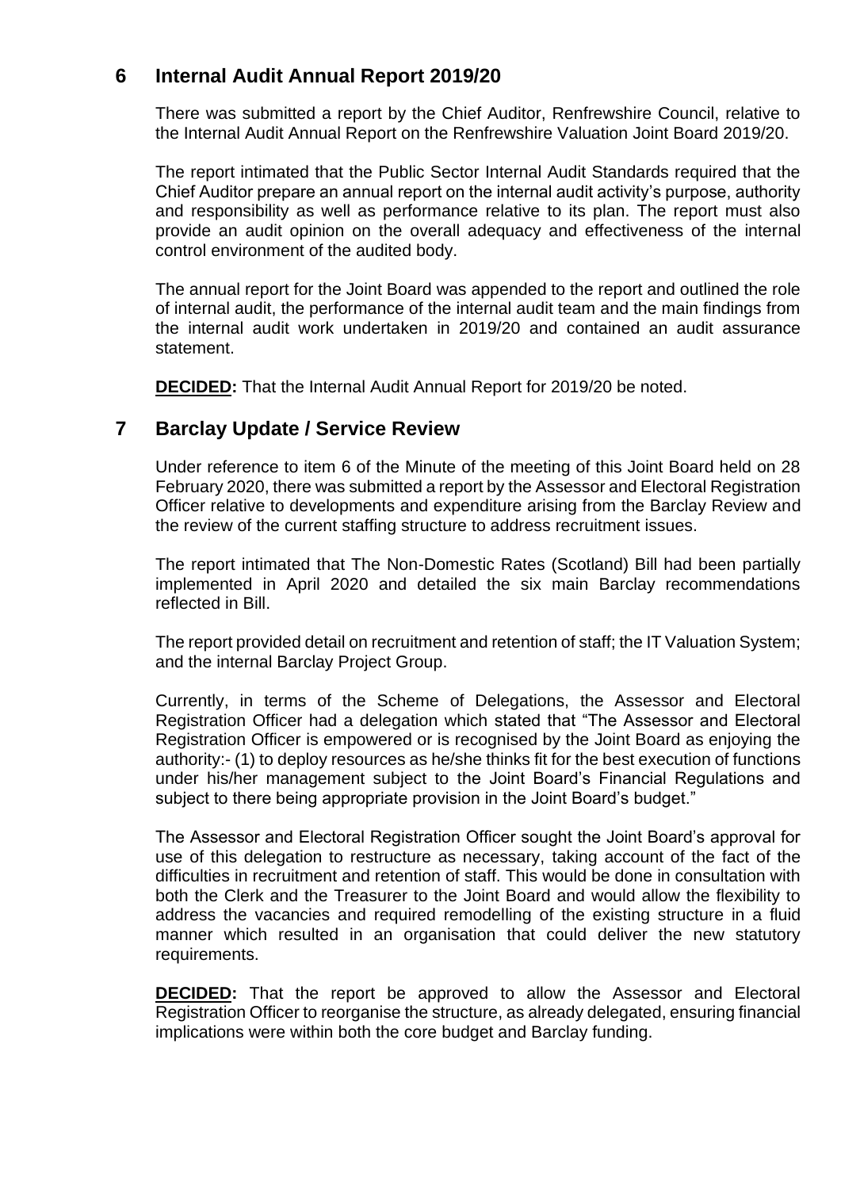## 6 Internal Audit Annual Report 2019/20

There was submitted a report by the Chief Auditor, Renfrewshire Council, relative to the Internal Audit Annual Report on the Renfrewshire Valuation Joint Board 2019/20.

The report intimated that the Public Sector Internal Audit Standards required that the Chief Auditor prepare an annual report on the internal audit activity's purpose, authority and responsibility as well as performance relative to its plan. The report must also provide an audit opinion on the overall adequacy and effectiveness of the internal control environment of the audited body.

The annual report for the Joint Board was appended to the report and outlined the role of internal audit, the performance of the internal audit team and the main findings from the internal audit work undertaken in 2019/20 and contained an audit assurance statement.

**DECIDED:** That the Internal Audit Annual Report for 2019/20 be noted.

## 7 Barclay Update / Service Review

Under reference to item 6 of the Minute of the meeting of this Joint Board held on 28 February 2020, there was submitted a report by the Assessor and Electoral Registration Officer relative to developments and expenditure arising from the Barclay Review and the review of the current staffing structure to address recruitment issues.

The report intimated that The Non-Domestic Rates (Scotland) Bill had been partially implemented in April 2020 and detailed the six main Barclay recommendations reflected in Bill.

The report provided detail on recruitment and retention of staff; the IT Valuation System; and the internal Barclay Project Group.

Currently, in terms of the Scheme of Delegations, the Assessor and Electoral Registration Officer had a delegation which stated that "The Assessor and Electoral Registration Officer is empowered or is recognised by the Joint Board as enjoying the authority:- (1) to deploy resources as he/she thinks fit for the best execution of functions under his/her management subject to the Joint Board's Financial Regulations and subject to there being appropriate provision in the Joint Board's budget."

The Assessor and Electoral Registration Officer sought the Joint Board's approval for use of this delegation to restructure as necessary, taking account of the fact of the difficulties in recruitment and retention of staff. This would be done in consultation with both the Clerk and the Treasurer to the Joint Board and would allow the flexibility to address the vacancies and required remodelling of the existing structure in a fluid manner which resulted in an organisation that could deliver the new statutory requirements.

**DECIDED:** That the report be approved to allow the Assessor and Electoral Registration Officer to reorganise the structure, as already delegated, ensuring financial implications were within both the core budget and Barclay funding.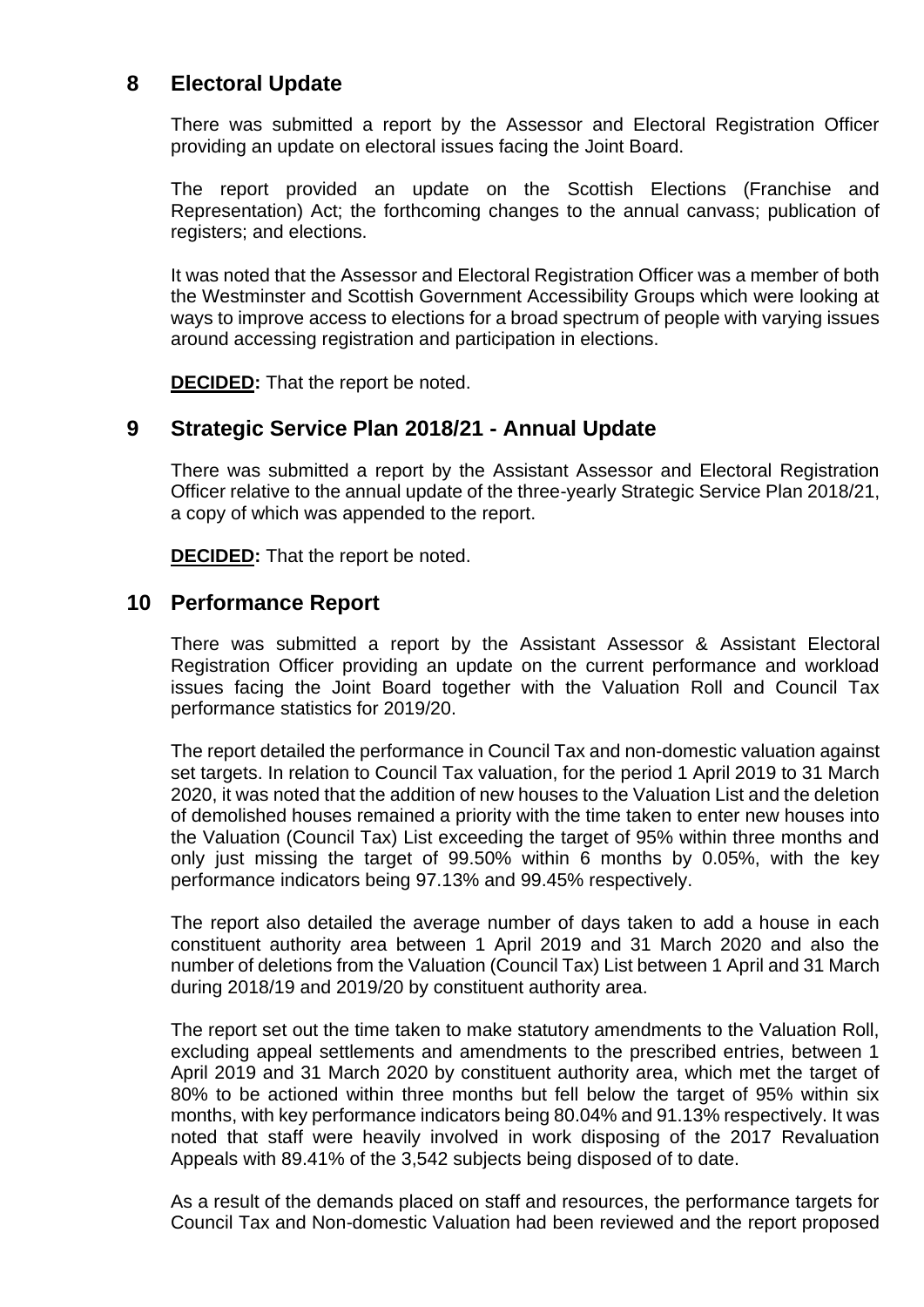## 8 Electoral Update

There was submitted a report by the Assessor and Electoral Registration Officer providing an update on electoral issues facing the Joint Board.

The report provided an update on the Scottish Elections (Franchise and Representation) Act; the forthcoming changes to the annual canvass; publication of registers; and elections.

It was noted that the Assessor and Electoral Registration Officer was a member of both the Westminster and Scottish Government Accessibility Groups which were looking at ways to improve access to elections for a broad spectrum of people with varying issues around accessing registration and participation in elections.

**DECIDED:** That the report be noted.

## 9 Strategic Service Plan 2018/21 - Annual Update

There was submitted a report by the Assistant Assessor and Electoral Registration Officer relative to the annual update of the three-yearly Strategic Service Plan 2018/21, a copy of which was appended to the report.

**DECIDED:** That the report be noted.

## 10 Performance Report

There was submitted a report by the Assistant Assessor & Assistant Electoral Registration Officer providing an update on the current performance and workload issues facing the Joint Board together with the Valuation Roll and Council Tax performance statistics for 2019/20.

The report detailed the performance in Council Tax and non-domestic valuation against set targets. In relation to Council Tax valuation, for the period 1 April 2019 to 31 March 2020, it was noted that the addition of new houses to the Valuation List and the deletion of demolished houses remained a priority with the time taken to enter new houses into the Valuation (Council Tax) List exceeding the target of 95% within three months and only just missing the target of 99.50% within 6 months by 0.05%, with the key performance indicators being 97.13% and 99.45% respectively.

The report also detailed the average number of days taken to add a house in each constituent authority area between 1 April 2019 and 31 March 2020 and also the number of deletions from the Valuation (Council Tax) List between 1 April and 31 March during 2018/19 and 2019/20 by constituent authority area.

The report set out the time taken to make statutory amendments to the Valuation Roll, excluding appeal settlements and amendments to the prescribed entries, between 1 April 2019 and 31 March 2020 by constituent authority area, which met the target of 80% to be actioned within three months but fell below the target of 95% within six months, with key performance indicators being 80.04% and 91.13% respectively. It was noted that staff were heavily involved in work disposing of the 2017 Revaluation Appeals with 89.41% of the 3,542 subjects being disposed of to date.

As a result of the demands placed on staff and resources, the performance targets for Council Tax and Non-domestic Valuation had been reviewed and the report proposed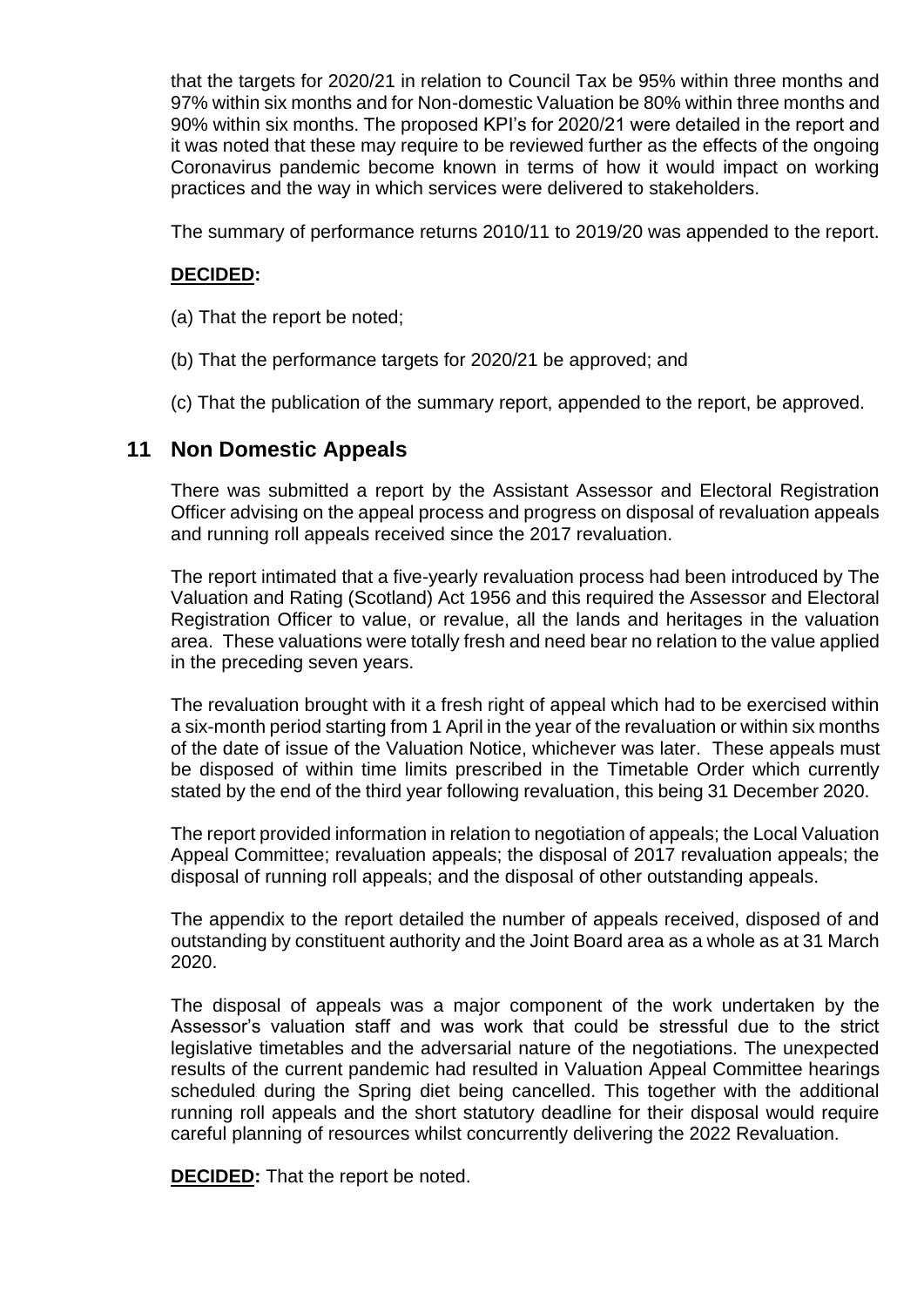that the targets for 2020/21 in relation to Council Tax be 95% within three months and 97% within six months and for Non-domestic Valuation be 80% within three months and 90% within six months. The proposed KPI's for 2020/21 were detailed in the report and it was noted that these may require to be reviewed further as the effects of the ongoing Coronavirus pandemic become known in terms of how it would impact on working practices and the way in which services were delivered to stakeholders.

The summary of performance returns 2010/11 to 2019/20 was appended to the report.

**DECIDED:**

(a) That the report be noted;

(b) That the performance targets for 2020/21 be approved; and

(c) That the publication of the summary report, appended to the report, be approved.

## 11 Non Domestic Appeals

There was submitted a report by the Assistant Assessor and Electoral Registration Officer advising on the appeal process and progress on disposal of revaluation appeals and running roll appeals received since the 2017 revaluation.

The report intimated that a five-yearly revaluation process had been introduced by The Valuation and Rating (Scotland) Act 1956 and this required the Assessor and Electoral Registration Officer to value, or revalue, all the lands and heritages in the valuation area. These valuations were totally fresh and need bear no relation to the value applied in the preceding seven years.

The revaluation brought with it a fresh right of appeal which had to be exercised within a six-month period starting from 1 April in the year of the revaluation or within six months of the date of issue of the Valuation Notice, whichever was later. These appeals must be disposed of within time limits prescribed in the Timetable Order which currently stated by the end of the third year following revaluation, this being 31 December 2020.

The report provided information in relation to negotiation of appeals; the Local Valuation Appeal Committee; revaluation appeals; the disposal of 2017 revaluation appeals; the disposal of running roll appeals; and the disposal of other outstanding appeals.

The appendix to the report detailed the number of appeals received, disposed of and outstanding by constituent authority and the Joint Board area as a whole as at 31 March 2020.

The disposal of appeals was a major component of the work undertaken by the Assessor's valuation staff and was work that could be stressful due to the strict legislative timetables and the adversarial nature of the negotiations. The unexpected results of the current pandemic had resulted in Valuation Appeal Committee hearings scheduled during the Spring diet being cancelled. This together with the additional running roll appeals and the short statutory deadline for their disposal would require careful planning of resources whilst concurrently delivering the 2022 Revaluation.

**DECIDED:** That the report be noted.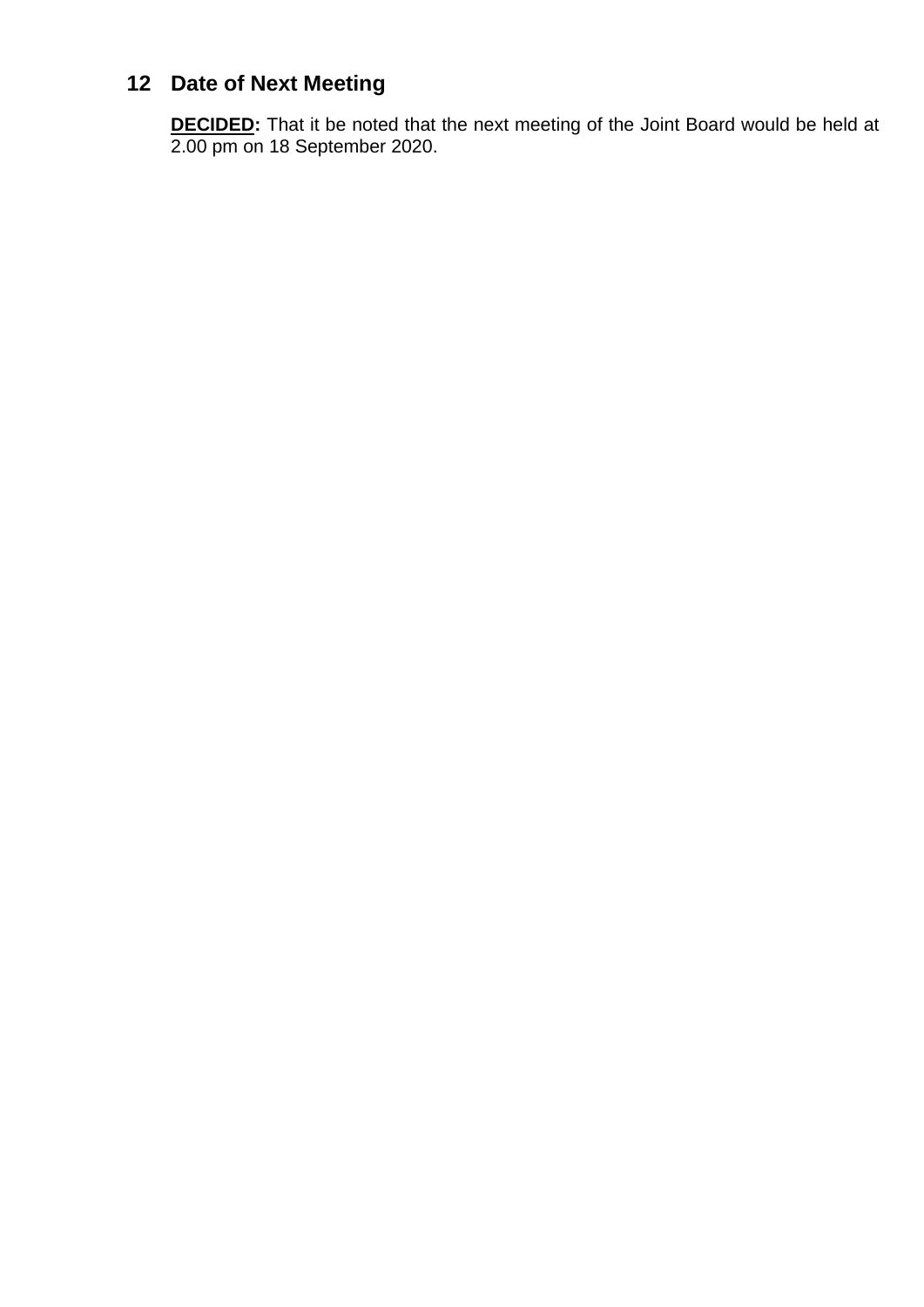## 12 Date of Next Meeting

**DECIDED:** That it be noted that the next meeting of the Joint Board would be held at 2.00 pm on 18 September 2020.